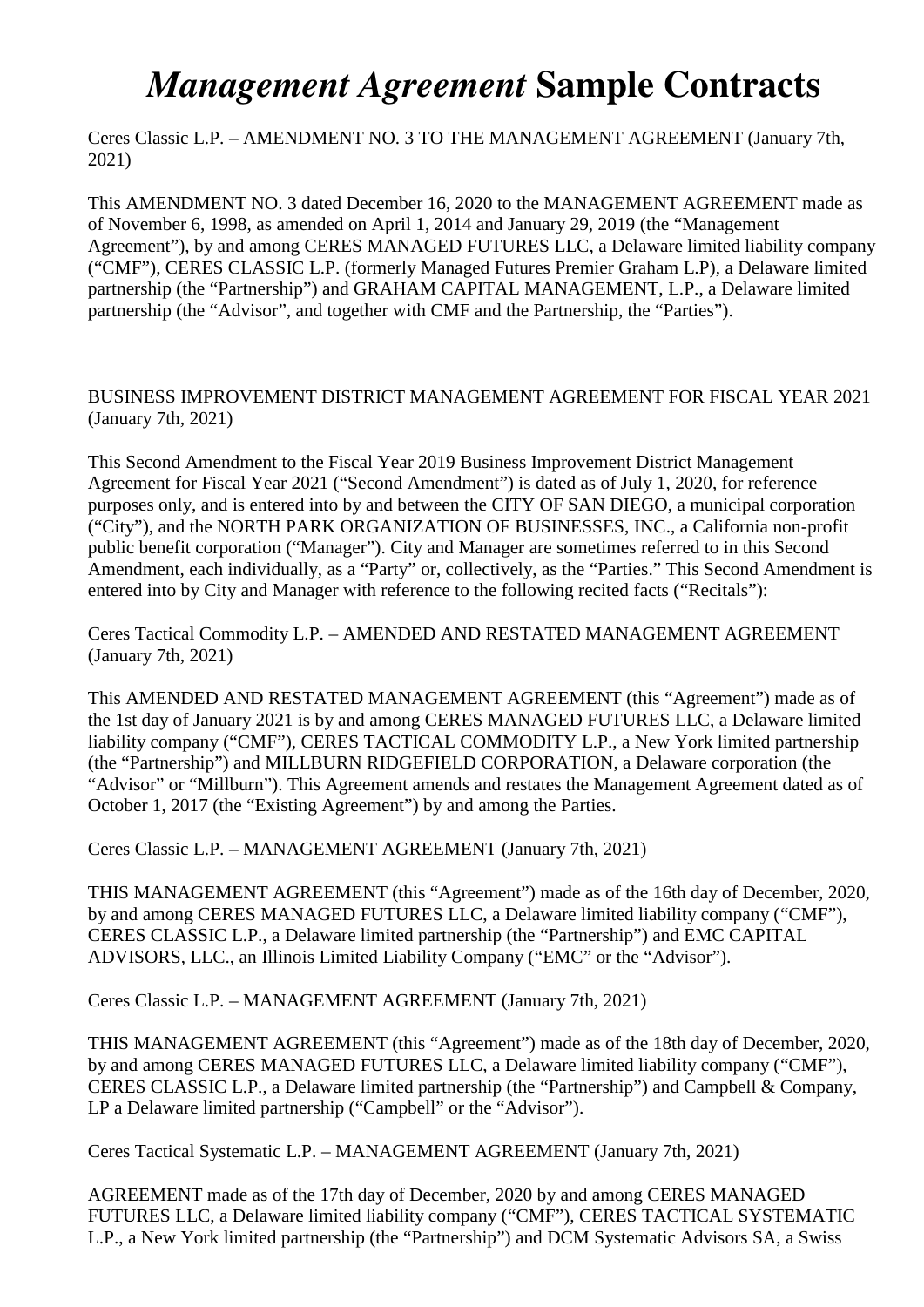# *Management Agreement* Sample Contracts

Ceres Classic L.P. – AMENDMENT NO. 3 TO THE MANAGEMENT AGREEMENT (January 7th, 2021)

This AMENDMENT NO. 3 dated December 16, 2020 to the MANAGEMENT AGREEMENT made as of November 6, 1998, as amended on April 1, 2014 and January 29, 2019 (the "Management Agreement"), by and among CERES MANAGED FUTURES LLC, a Delaware limited liability company ("CMF"), CERES CLASSIC L.P. (formerly Managed Futures Premier Graham L.P), a Delaware limited partnership (the "Partnership") and GRAHAM CAPITAL MANAGEMENT, L.P., a Delaware limited partnership (the "Advisor", and together with CMF and the Partnership, the "Parties").

BUSINESS IMPROVEMENT DISTRICT MANAGEMENT AGREEMENT FOR FISCAL YEAR 2021 (January 7th, 2021)

This Second Amendment to the Fiscal Year 2019 Business Improvement District Management Agreement for Fiscal Year 2021 ("Second Amendment") is dated as of July 1, 2020, for reference purposes only, and is entered into by and between the CITY OF SAN DIEGO, a municipal corporation ("City"), and the NORTH PARK ORGANIZATION OF BUSINESSES, INC., a California non-profit public benefit corporation ("Manager"). City and Manager are sometimes referred to in this Second Amendment, each individually, as a "Party" or, collectively, as the "Parties." This Second Amendment is entered into by City and Manager with reference to the following recited facts ("Recitals"):

Ceres Tactical Commodity L.P. – AMENDED AND RESTATED MANAGEMENT AGREEMENT (January 7th, 2021)

This AMENDED AND RESTATED MANAGEMENT AGREEMENT (this "Agreement") made as of the 1st day of January 2021 is by and among CERES MANAGED FUTURES LLC, a Delaware limited liability company ("CMF"), CERES TACTICAL COMMODITY L.P., a New York limited partnership (the "Partnership") and MILLBURN RIDGEFIELD CORPORATION, a Delaware corporation (the "Advisor" or "Millburn"). This Agreement amends and restates the Management Agreement dated as of October 1, 2017 (the "Existing Agreement") by and among the Parties.

Ceres Classic L.P. – MANAGEMENT AGREEMENT (January 7th, 2021)

THIS MANAGEMENT AGREEMENT (this "Agreement") made as of the 16th day of December, 2020, by and among CERES MANAGED FUTURES LLC, a Delaware limited liability company ("CMF"), CERES CLASSIC L.P., a Delaware limited partnership (the "Partnership") and EMC CAPITAL ADVISORS, LLC., an Illinois Limited Liability Company ("EMC" or the "Advisor").

Ceres Classic L.P. – MANAGEMENT AGREEMENT (January 7th, 2021)

THIS MANAGEMENT AGREEMENT (this "Agreement") made as of the 18th day of December, 2020, by and among CERES MANAGED FUTURES LLC, a Delaware limited liability company ("CMF"), CERES CLASSIC L.P., a Delaware limited partnership (the "Partnership") and Campbell & Company, LP a Delaware limited partnership ("Campbell" or the "Advisor").

Ceres Tactical Systematic L.P. – MANAGEMENT AGREEMENT (January 7th, 2021)

AGREEMENT made as of the 17th day of December, 2020 by and among CERES MANAGED FUTURES LLC, a Delaware limited liability company ("CMF"), CERES TACTICAL SYSTEMATIC L.P., a New York limited partnership (the "Partnership") and DCM Systematic Advisors SA, a Swiss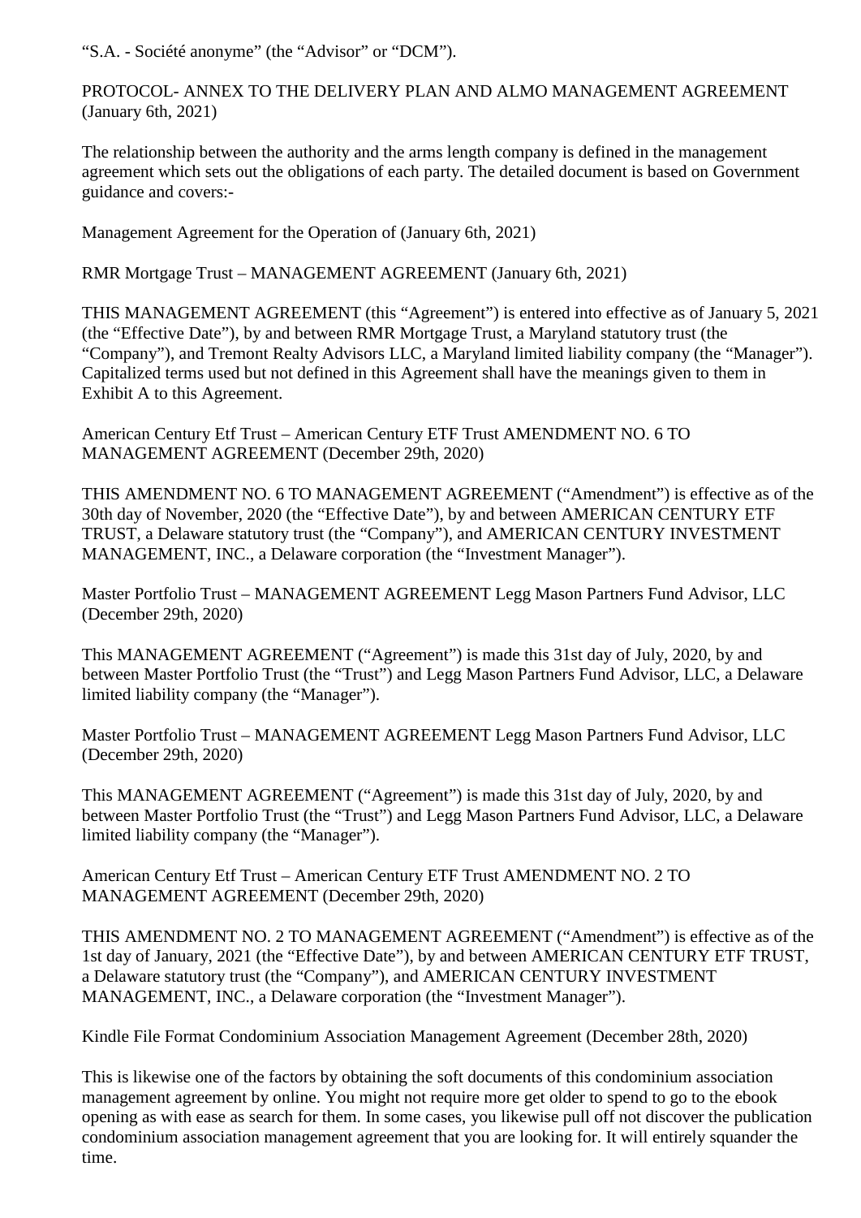"S.A. - Société anonyme" (the "Advisor" or "DCM").

PROTOCOL- ANNEX TO THE DELIVERY PLAN AND ALMO MANAGEMENT AGREEMENT (January 6th, 2021)

The relationship between the authority and the arms length company is defined in the management agreement which sets out the obligations of each party. The detailed document is based on Government guidance and covers:-

Management Agreement for the Operation of (January 6th, 2021)

RMR Mortgage Trust – MANAGEMENT AGREEMENT (January 6th, 2021)

THIS MANAGEMENT AGREEMENT (this "Agreement") is entered into effective as of January 5, 2021 (the "Effective Date"), by and between RMR Mortgage Trust, a Maryland statutory trust (the "Company"), and Tremont Realty Advisors LLC, a Maryland limited liability company (the "Manager"). Capitalized terms used but not defined in this Agreement shall have the meanings given to them in Exhibit A to this Agreement.

American Century Etf Trust – American Century ETF Trust AMENDMENT NO. 6 TO MANAGEMENT AGREEMENT (December 29th, 2020)

THIS AMENDMENT NO. 6 TO MANAGEMENT AGREEMENT ("Amendment") is effective as of the 30th day of November, 2020 (the "Effective Date"), by and between AMERICAN CENTURY ETF TRUST, a Delaware statutory trust (the "Company"), and AMERICAN CENTURY INVESTMENT MANAGEMENT, INC., a Delaware corporation (the "Investment Manager").

Master Portfolio Trust – MANAGEMENT AGREEMENT Legg Mason Partners Fund Advisor, LLC (December 29th, 2020)

This MANAGEMENT AGREEMENT ("Agreement") is made this 31st day of July, 2020, by and between Master Portfolio Trust (the "Trust") and Legg Mason Partners Fund Advisor, LLC, a Delaware limited liability company (the "Manager").

Master Portfolio Trust – MANAGEMENT AGREEMENT Legg Mason Partners Fund Advisor, LLC (December 29th, 2020)

This MANAGEMENT AGREEMENT ("Agreement") is made this 31st day of July, 2020, by and between Master Portfolio Trust (the "Trust") and Legg Mason Partners Fund Advisor, LLC, a Delaware limited liability company (the "Manager").

American Century Etf Trust – American Century ETF Trust AMENDMENT NO. 2 TO MANAGEMENT AGREEMENT (December 29th, 2020)

THIS AMENDMENT NO. 2 TO MANAGEMENT AGREEMENT ("Amendment") is effective as of the 1st day of January, 2021 (the "Effective Date"), by and between AMERICAN CENTURY ETF TRUST, a Delaware statutory trust (the "Company"), and AMERICAN CENTURY INVESTMENT MANAGEMENT, INC., a Delaware corporation (the "Investment Manager").

Kindle File Format Condominium Association Management Agreement (December 28th, 2020)

This is likewise one of the factors by obtaining the soft documents of this condominium association management agreement by online. You might not require more get older to spend to go to the ebook opening as with ease as search for them. In some cases, you likewise pull off not discover the publication condominium association management agreement that you are looking for. It will entirely squander the time.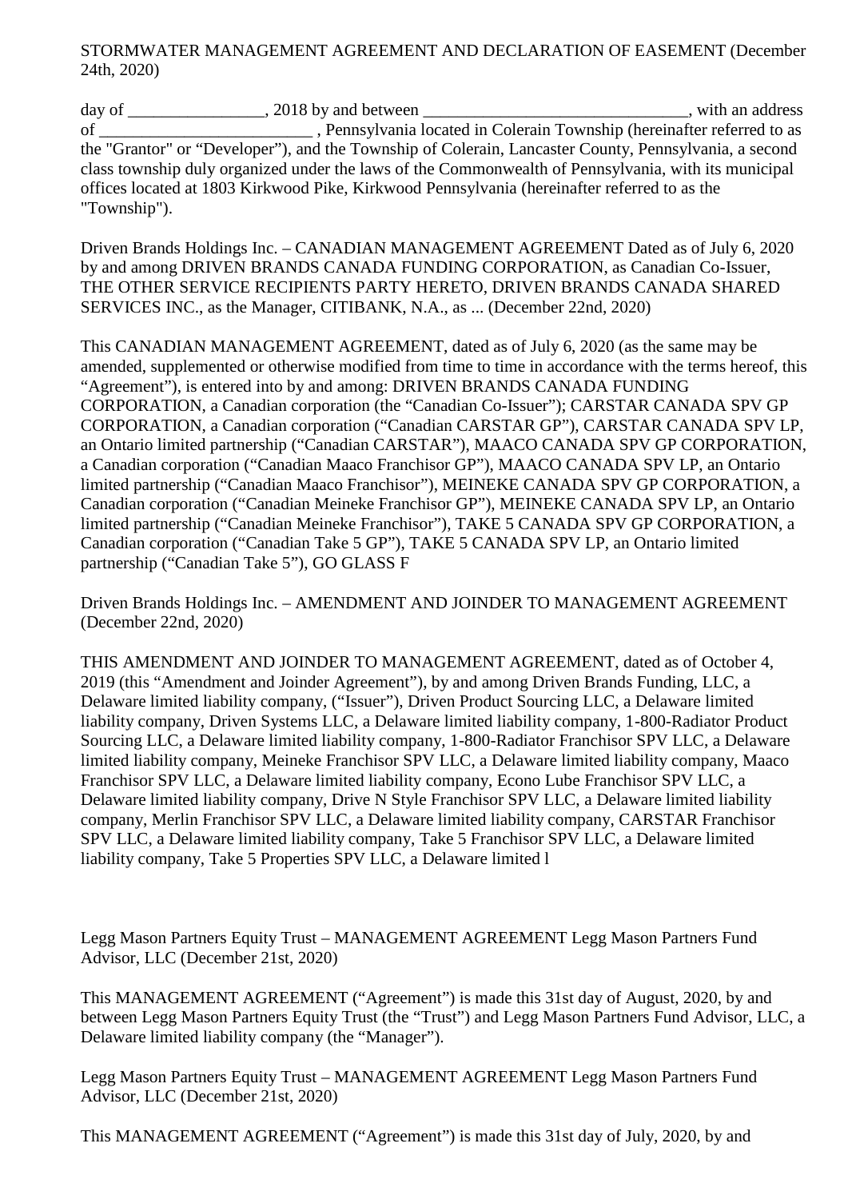STORMWATER MANAGEMENT AGREEMENT AND DECLARATION OF EASEMENT (December 24th, 2020)

day of ________________, 2018 by and between _______________________________, with an address of _________________________ , Pennsylvania located in Colerain Township (hereinafter referred to as the "Grantor" or "Developer"), and the Township of Colerain, Lancaster County, Pennsylvania, a second class township duly organized under the laws of the Commonwealth of Pennsylvania, with its municipal offices located at 1803 Kirkwood Pike, Kirkwood Pennsylvania (hereinafter referred to as the "Township").

Driven Brands Holdings Inc. – CANADIAN MANAGEMENT AGREEMENT Dated as of July 6, 2020 by and among DRIVEN BRANDS CANADA FUNDING CORPORATION, as Canadian Co-Issuer, THE OTHER SERVICE RECIPIENTS PARTY HERETO, DRIVEN BRANDS CANADA SHARED SERVICES INC., as the Manager, CITIBANK, N.A., as ... (December 22nd, 2020)

This CANADIAN MANAGEMENT AGREEMENT, dated as of July 6, 2020 (as the same may be amended, supplemented or otherwise modified from time to time in accordance with the terms hereof, this "Agreement"), is entered into by and among: DRIVEN BRANDS CANADA FUNDING CORPORATION, a Canadian corporation (the "Canadian Co-Issuer"); CARSTAR CANADA SPV GP CORPORATION, a Canadian corporation ("Canadian CARSTAR GP"), CARSTAR CANADA SPV LP, an Ontario limited partnership ("Canadian CARSTAR"), MAACO CANADA SPV GP CORPORATION, a Canadian corporation ("Canadian Maaco Franchisor GP"), MAACO CANADA SPV LP, an Ontario limited partnership ("Canadian Maaco Franchisor"), MEINEKE CANADA SPV GP CORPORATION, a Canadian corporation ("Canadian Meineke Franchisor GP"), MEINEKE CANADA SPV LP, an Ontario limited partnership ("Canadian Meineke Franchisor"), TAKE 5 CANADA SPV GP CORPORATION, a Canadian corporation ("Canadian Take 5 GP"), TAKE 5 CANADA SPV LP, an Ontario limited partnership ("Canadian Take 5"), GO GLASS F

Driven Brands Holdings Inc. – AMENDMENT AND JOINDER TO MANAGEMENT AGREEMENT (December 22nd, 2020)

THIS AMENDMENT AND JOINDER TO MANAGEMENT AGREEMENT, dated as of October 4, 2019 (this "Amendment and Joinder Agreement"), by and among Driven Brands Funding, LLC, a Delaware limited liability company, ("Issuer"), Driven Product Sourcing LLC, a Delaware limited liability company, Driven Systems LLC, a Delaware limited liability company, 1-800-Radiator Product Sourcing LLC, a Delaware limited liability company, 1-800-Radiator Franchisor SPV LLC, a Delaware limited liability company, Meineke Franchisor SPV LLC, a Delaware limited liability company, Maaco Franchisor SPV LLC, a Delaware limited liability company, Econo Lube Franchisor SPV LLC, a Delaware limited liability company, Drive N Style Franchisor SPV LLC, a Delaware limited liability company, Merlin Franchisor SPV LLC, a Delaware limited liability company, CARSTAR Franchisor SPV LLC, a Delaware limited liability company, Take 5 Franchisor SPV LLC, a Delaware limited liability company, Take 5 Properties SPV LLC, a Delaware limited l

Legg Mason Partners Equity Trust – MANAGEMENT AGREEMENT Legg Mason Partners Fund Advisor, LLC (December 21st, 2020)

This MANAGEMENT AGREEMENT ("Agreement") is made this 31st day of August, 2020, by and between Legg Mason Partners Equity Trust (the "Trust") and Legg Mason Partners Fund Advisor, LLC, a Delaware limited liability company (the "Manager").

Legg Mason Partners Equity Trust – MANAGEMENT AGREEMENT Legg Mason Partners Fund Advisor, LLC (December 21st, 2020)

This MANAGEMENT AGREEMENT ("Agreement") is made this 31st day of July, 2020, by and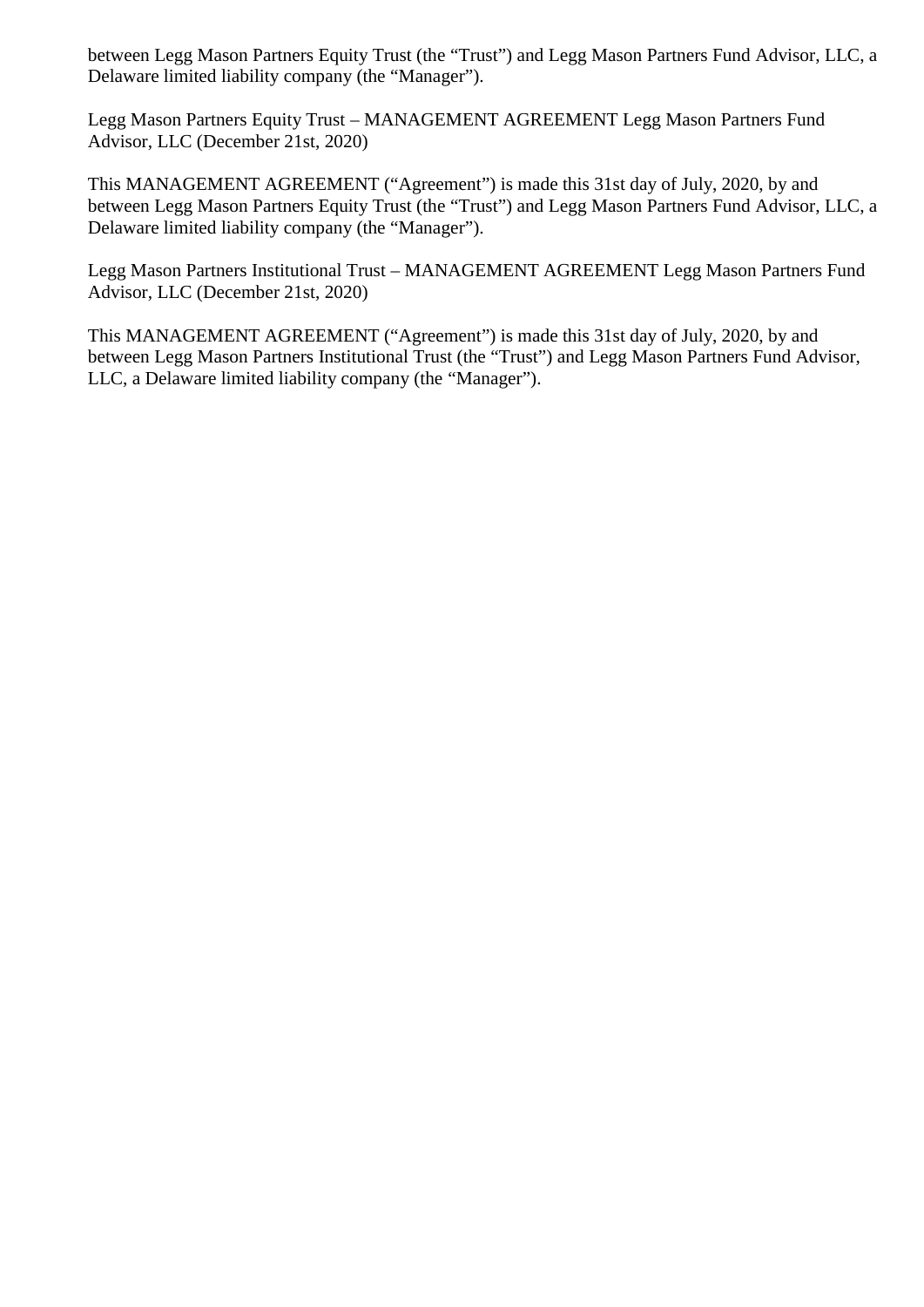between Legg Mason Partners Equity Trust (the “Trust”) and Legg Mason Partners Fund Advisor, LLC, a Delaware limited liability company (the “Manager”).

Legg Mason Partners Equity Trust – MANAGEMENT AGREEMENT Legg Mason Partners Fund Advisor, LLC (December 21st, 2020)

This MANAGEMENT AGREEMENT (“Agreement”) is made this 31st day of July, 2020, by and between Legg Mason Partners Equity Trust (the “Trust”) and Legg Mason Partners Fund Advisor, LLC, a Delaware limited liability company (the “Manager”).

Legg Mason Partners Institutional Trust – MANAGEMENT AGREEMENT Legg Mason Partners Fund Advisor, LLC (December 21st, 2020)

This MANAGEMENT AGREEMENT (“Agreement”) is made this 31st day of July, 2020, by and between Legg Mason Partners Institutional Trust (the “Trust”) and Legg Mason Partners Fund Advisor, LLC, a Delaware limited liability company (the “Manager”).